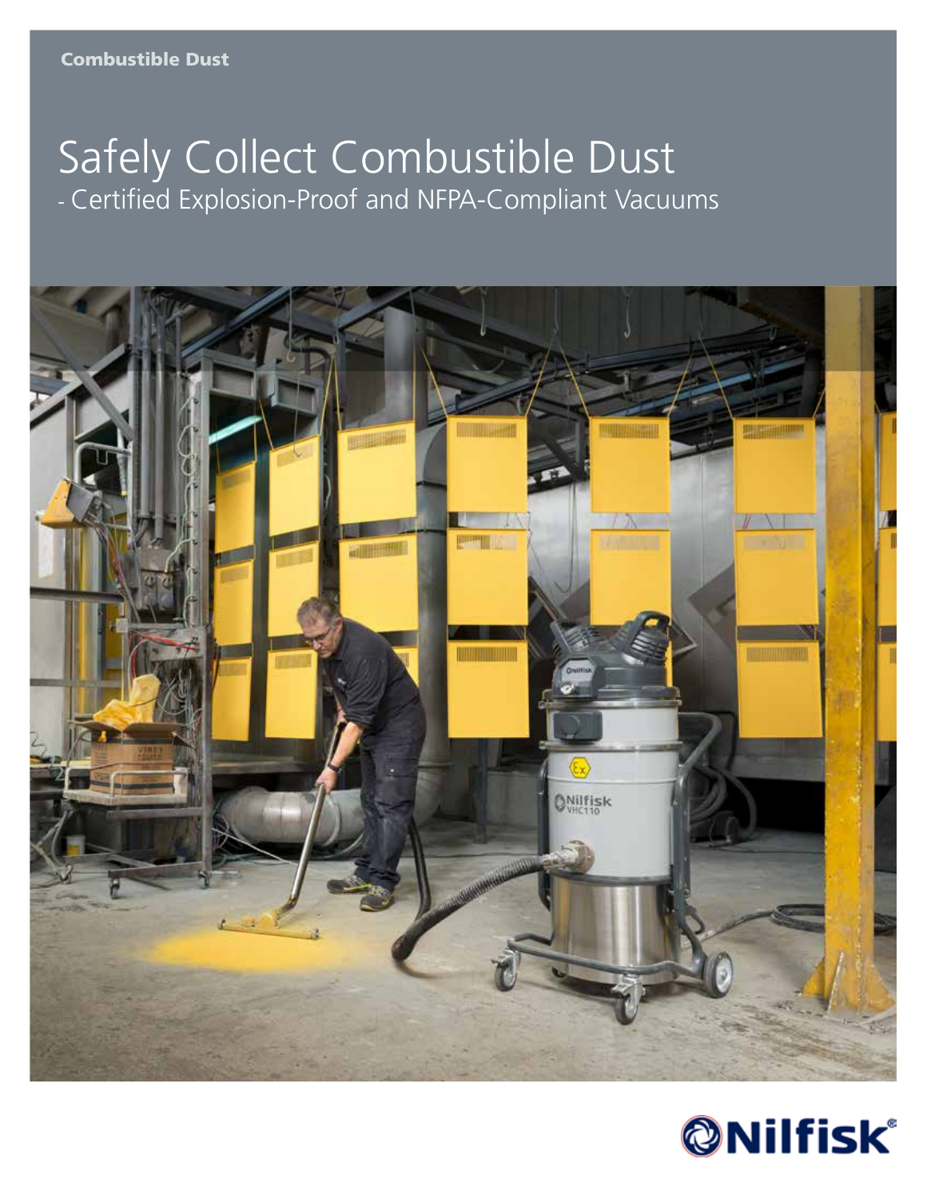**Combustible Dust**

# Safely Collect Combustible Dust

## - Certified Explosion-Proof and NFPA-Compliant Vacuums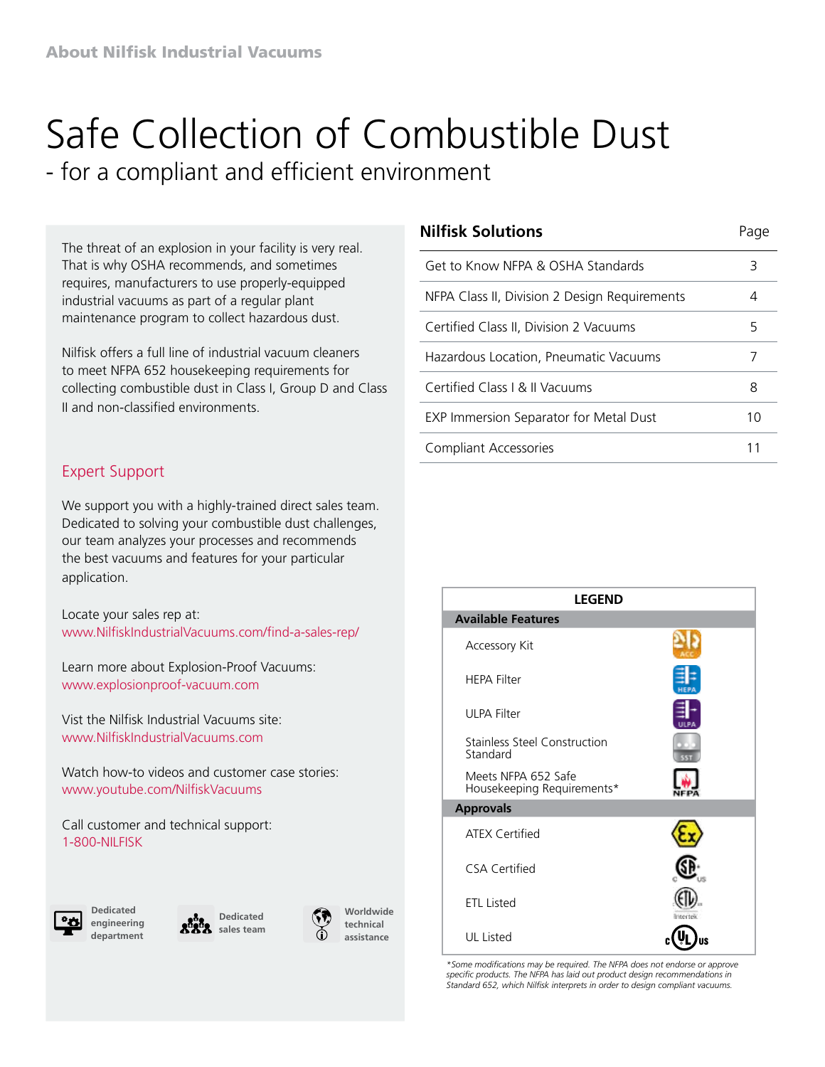About Nilfisk Industrial Vacuums

# Safe Collection of Combustible Dust

## - for a compliant and efficient environment

The threat of an explosion in your facility is very real. That is why OSHA recommends, and sometimes requires, manufacturers to use properly-equipped industrial vacuums as part of a regular plant maintenance program to collect hazardous dust.

Nilfisk offers a full line of industrial vacuum cleaners to meet NFPA 652 housekeeping requirements for collecting combustible dust in Class I, Group D and Class II and non-classified environments.

### Expert Support

We support you with a highly-trained direct sales team. Dedicated to solving your combustible dust challenges, our team analyzes your processes and recommends the best vacuums and features for your particular application.

Locate your sales rep at:
www.NilfiskIndustrialVacuums.com/find-a-sales-rep/

Learn more about Explosion-Proof Vacuums:
www.explosionproof-vacuum.com

Vist the Nilfisk Industrial Vacuums site:
www.NilfiskIndustrialVacuums.com

Watch how-to videos and customer case stories:
www.youtube.com/NilfiskVacuums

Call customer and technical support:
1-800-NILFISK

Dedicated engineering department

Dedicated sales team

Worldwide technical assistance

| **Nilfisk Solutions** | Page |
|---|---|
| Get to Know NFPA & OSHA Standards | 3 |
| NFPA Class II, Division 2 Design Requirements | 4 |
| Certified Class II, Division 2 Vacuums | 5 |
| Hazardous Location, Pneumatic Vacuums | 7 |
| Certified Class I & II Vacuums | 8 |
| EXP Immersion Separator for Metal Dust | 10 |
| Compliant Accessories | 11 |

| LEGEND |
|---|
| **Available Features** |
| Accessory Kit |
| HEPA Filter |
| ULPA Filter |
| Stainless Steel Construction Standard |
| Meets NFPA 652 Safe Housekeeping Requirements* |
| **Approvals** |
| ATEX Certified |
| CSA Certified |
| ETL Listed |
| UL Listed |

*\*Some modifications may be required. The NFPA does not endorse or approve specific products. The NFPA has laid out product design recommendations in Standard 652, which Nilfisk interprets in order to design compliant vacuums.*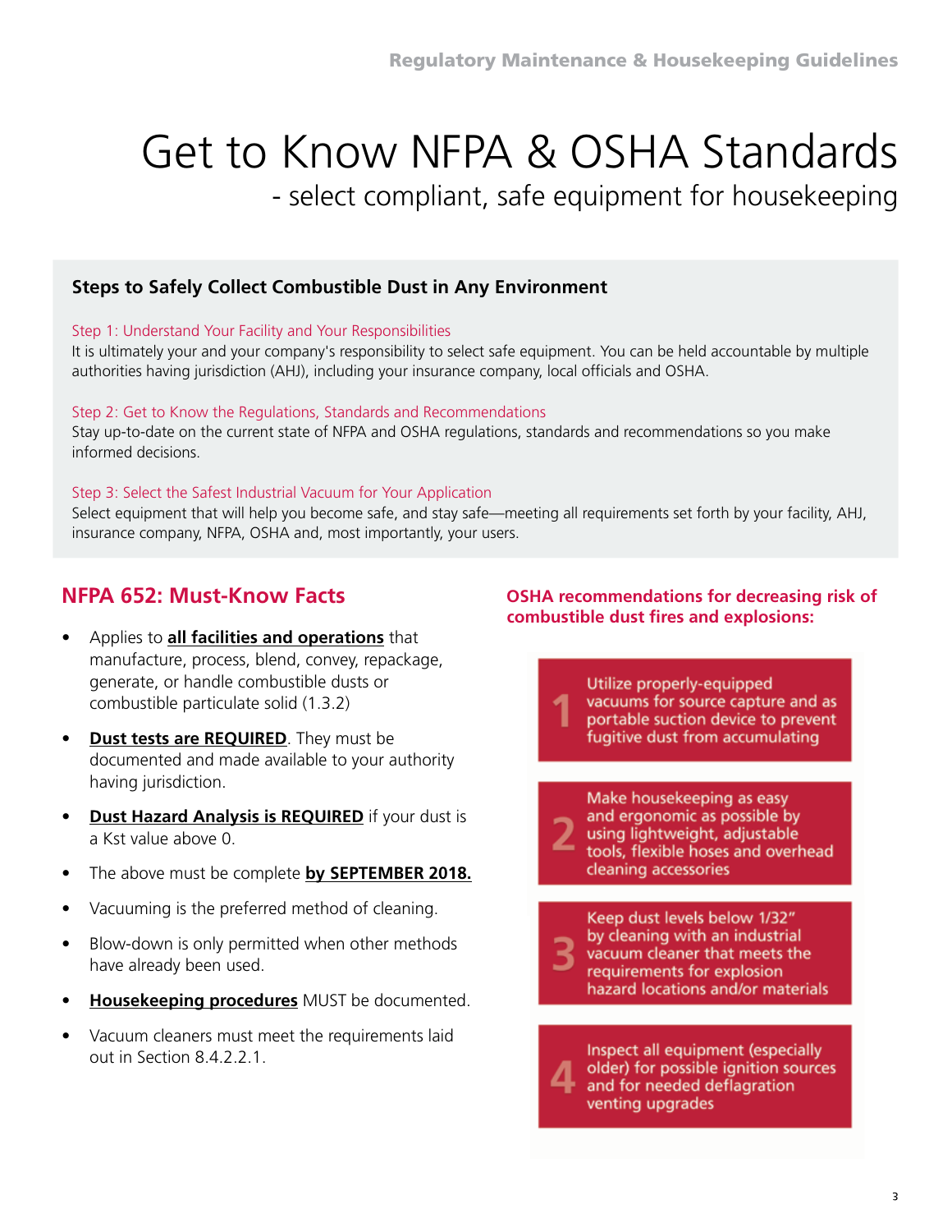# Get to Know NFPA & OSHA Standards

## - select compliant, safe equipment for housekeeping

### Steps to Safely Collect Combustible Dust in Any Environment

Step 1: Understand Your Facility and Your Responsibilities

It is ultimately your and your company's responsibility to select safe equipment. You can be held accountable by multiple authorities having jurisdiction (AHJ), including your insurance company, local officials and OSHA.

Step 2: Get to Know the Regulations, Standards and Recommendations

Stay up-to-date on the current state of NFPA and OSHA regulations, standards and recommendations so you make informed decisions.

Step 3: Select the Safest Industrial Vacuum for Your Application

Select equipment that will help you become safe, and stay safe—meeting all requirements set forth by your facility, AHJ, insurance company, NFPA, OSHA and, most importantly, your users.

## NFPA 652: Must-Know Facts

- Applies to **all facilities and operations** that manufacture, process, blend, convey, repackage, generate, or handle combustible dusts or combustible particulate solid (1.3.2)
- **Dust tests are REQUIRED**. They must be documented and made available to your authority having jurisdiction.
- **Dust Hazard Analysis is REQUIRED** if your dust is a Kst value above 0.
- The above must be complete **by SEPTEMBER 2018.**
- Vacuuming is the preferred method of cleaning.
- Blow-down is only permitted when other methods have already been used.
- **Housekeeping procedures** MUST be documented.
- Vacuum cleaners must meet the requirements laid out in Section 8.4.2.2.1.

## OSHA recommendations for decreasing risk of combustible dust fires and explosions:

1. Utilize properly-equipped vacuums for source capture and as portable suction device to prevent fugitive dust from accumulating
2. Make housekeeping as easy and ergonomic as possible by using lightweight, adjustable tools, flexible hoses and overhead cleaning accessories
3. Keep dust levels below 1/32" by cleaning with an industrial vacuum cleaner that meets the requirements for explosion hazard locations and/or materials
4. Inspect all equipment (especially older) for possible ignition sources and for needed deflagration venting upgrades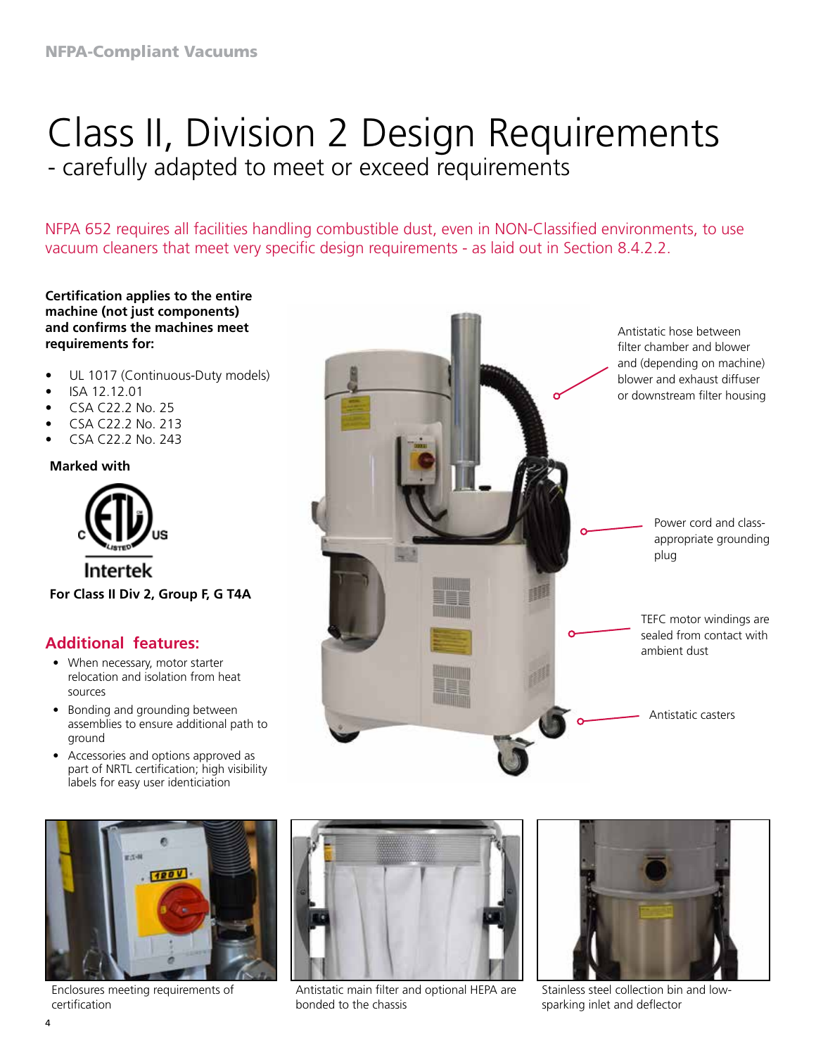# Class II, Division 2 Design Requirements

## - carefully adapted to meet or exceed requirements

NFPA 652 requires all facilities handling combustible dust, even in NON-Classified environments, to use vacuum cleaners that meet very specific design requirements - as laid out in Section 8.4.2.2.

**Certification applies to the entire machine (not just components) and confirms the machines meet requirements for:**

- UL 1017 (Continuous-Duty models)
- ISA 12.12.01
- CSA C22.2 No. 25
- CSA C22.2 No. 213
- CSA C22.2 No. 243

**Marked with**

Intertek

**For Class II Div 2, Group F, G T4A**

## Additional features:

- When necessary, motor starter relocation and isolation from heat sources
- Bonding and grounding between assemblies to ensure additional path to ground
- Accessories and options approved as part of NRTL certification; high visibility labels for easy user identiciation

Antistatic hose between filter chamber and blower and (depending on machine) blower and exhaust diffuser or downstream filter housing

Power cord and class-appropriate grounding plug

TEFC motor windings are sealed from contact with ambient dust

Antistatic casters

Enclosures meeting requirements of certification

Antistatic main filter and optional HEPA are bonded to the chassis

Stainless steel collection bin and low-sparking inlet and deflector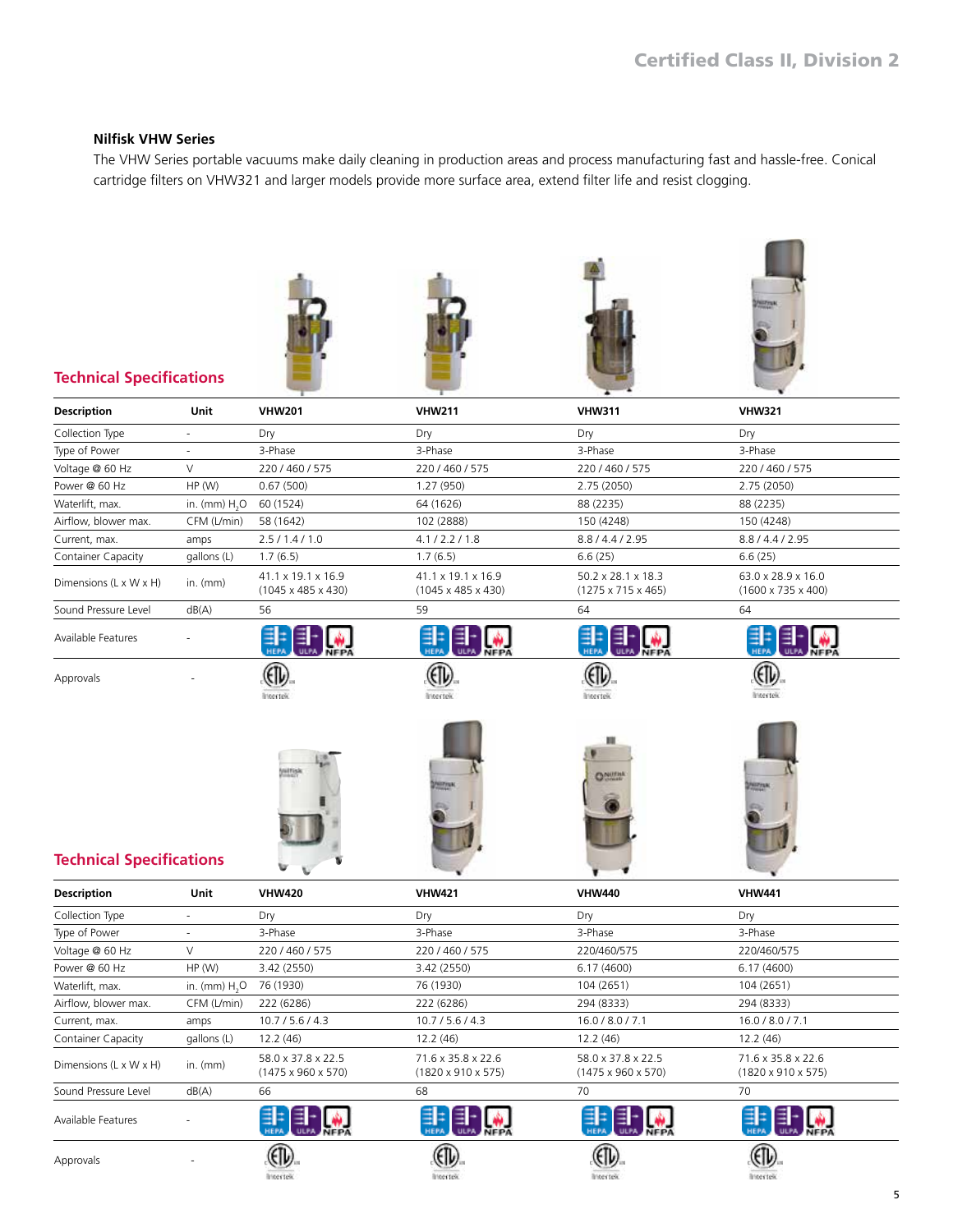## Nilfisk VHW Series

The VHW Series portable vacuums make daily cleaning in production areas and process manufacturing fast and hassle-free. Conical cartridge filters on VHW321 and larger models provide more surface area, extend filter life and resist clogging.

### Technical Specifications

| Description | Unit | VHW201 | VHW211 | VHW311 | VHW321 |
|---|---|---|---|---|---|
| Collection Type | - | Dry | Dry | Dry | Dry |
| Type of Power | - | 3-Phase | 3-Phase | 3-Phase | 3-Phase |
| Voltage @ 60 Hz | V | 220 / 460 / 575 | 220 / 460 / 575 | 220 / 460 / 575 | 220 / 460 / 575 |
| Power @ 60 Hz | HP (W) | 0.67 (500) | 1.27 (950) | 2.75 (2050) | 2.75 (2050) |
| Waterlift, max. | in. (mm) $H_2O$ | 60 (1524) | 64 (1626) | 88 (2235) | 88 (2235) |
| Airflow, blower max. | CFM (L/min) | 58 (1642) | 102 (2888) | 150 (4248) | 150 (4248) |
| Current, max. | amps | 2.5 / 1.4 / 1.0 | 4.1 / 2.2 / 1.8 | 8.8 / 4.4 / 2.95 | 8.8 / 4.4 / 2.95 |
| Container Capacity | gallons (L) | 1.7 (6.5) | 1.7 (6.5) | 6.6 (25) | 6.6 (25) |
| Dimensions (L x W x H) | in. (mm) | 41.1 x 19.1 x 16.9 (1045 x 485 x 430) | 41.1 x 19.1 x 16.9 (1045 x 485 x 430) | 50.2 x 28.1 x 18.3 (1275 x 715 x 465) | 63.0 x 28.9 x 16.0 (1600 x 735 x 400) |
| Sound Pressure Level | dB(A) | 56 | 59 | 64 | 64 |
| Available Features | - | HEPA ULPA NFPA | HEPA ULPA NFPA | HEPA ULPA NFPA | HEPA ULPA NFPA |
| Approvals | - | ETL Intertek | ETL Intertek | ETL Intertek | ETL Intertek |

### Technical Specifications

| Description | Unit | VHW420 | VHW421 | VHW440 | VHW441 |
|---|---|---|---|---|---|
| Collection Type | - | Dry | Dry | Dry | Dry |
| Type of Power | - | 3-Phase | 3-Phase | 3-Phase | 3-Phase |
| Voltage @ 60 Hz | V | 220 / 460 / 575 | 220 / 460 / 575 | 220/460/575 | 220/460/575 |
| Power @ 60 Hz | HP (W) | 3.42 (2550) | 3.42 (2550) | 6.17 (4600) | 6.17 (4600) |
| Waterlift, max. | in. (mm) $H_2O$ | 76 (1930) | 76 (1930) | 104 (2651) | 104 (2651) |
| Airflow, blower max. | CFM (L/min) | 222 (6286) | 222 (6286) | 294 (8333) | 294 (8333) |
| Current, max. | amps | 10.7 / 5.6 / 4.3 | 10.7 / 5.6 / 4.3 | 16.0 / 8.0 / 7.1 | 16.0 / 8.0 / 7.1 |
| Container Capacity | gallons (L) | 12.2 (46) | 12.2 (46) | 12.2 (46) | 12.2 (46) |
| Dimensions (L x W x H) | in. (mm) | 58.0 x 37.8 x 22.5 (1475 x 960 x 570) | 71.6 x 35.8 x 22.6 (1820 x 910 x 575) | 58.0 x 37.8 x 22.5 (1475 x 960 x 570) | 71.6 x 35.8 x 22.6 (1820 x 910 x 575) |
| Sound Pressure Level | dB(A) | 66 | 68 | 70 | 70 |
| Available Features | - | HEPA ULPA NFPA | HEPA ULPA NFPA | HEPA ULPA NFPA | HEPA ULPA NFPA |
| Approvals | - | ETL Intertek | ETL Intertek | ETL Intertek | ETL Intertek |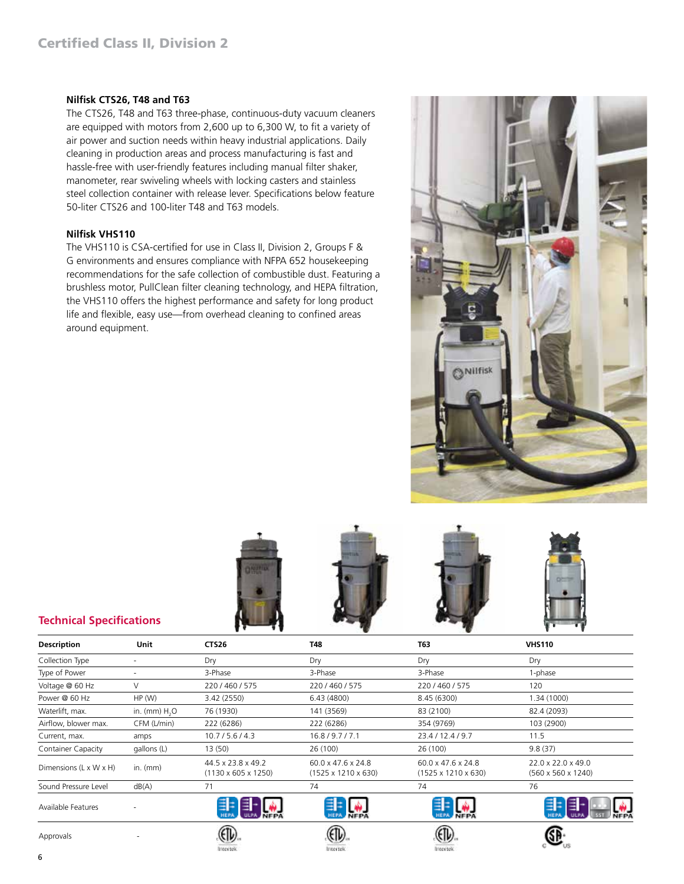## Certified Class II, Division 2

### Nilfisk CTS26, T48 and T63

The CTS26, T48 and T63 three-phase, continuous-duty vacuum cleaners are equipped with motors from 2,600 up to 6,300 W, to fit a variety of air power and suction needs within heavy industrial applications. Daily cleaning in production areas and process manufacturing is fast and hassle-free with user-friendly features including manual filter shaker, manometer, rear swiveling wheels with locking casters and stainless steel collection container with release lever. Specifications below feature 50-liter CTS26 and 100-liter T48 and T63 models.

### Nilfisk VHS110

The VHS110 is CSA-certified for use in Class II, Division 2, Groups F & G environments and ensures compliance with NFPA 652 housekeeping recommendations for the safe collection of combustible dust. Featuring a brushless motor, PullClean filter cleaning technology, and HEPA filtration, the VHS110 offers the highest performance and safety for long product life and flexible, easy use—from overhead cleaning to confined areas around equipment.

## Technical Specifications

| Description | Unit | CTS26 | T48 | T63 | VHS110 |
|---|---|---|---|---|---|
| Collection Type | - | Dry | Dry | Dry | Dry |
| Type of Power | - | 3-Phase | 3-Phase | 3-Phase | 1-phase |
| Voltage @ 60 Hz | V | 220 / 460 / 575 | 220 / 460 / 575 | 220 / 460 / 575 | 120 |
| Power @ 60 Hz | HP (W) | 3.42 (2550) | 6.43 (4800) | 8.45 (6300) | 1.34 (1000) |
| Waterlift, max. | in. (mm) $H_2O$ | 76 (1930) | 141 (3569) | 83 (2100) | 82.4 (2093) |
| Airflow, blower max. | CFM (L/min) | 222 (6286) | 222 (6286) | 354 (9769) | 103 (2900) |
| Current, max. | amps | 10.7 / 5.6 / 4.3 | 16.8 / 9.7 / 7.1 | 23.4 / 12.4 / 9.7 | 11.5 |
| Container Capacity | gallons (L) | 13 (50) | 26 (100) | 26 (100) | 9.8 (37) |
| Dimensions (L x W x H) | in. (mm) | 44.5 x 23.8 x 49.2 (1130 x 605 x 1250) | 60.0 x 47.6 x 24.8 (1525 x 1210 x 630) | 60.0 x 47.6 x 24.8 (1525 x 1210 x 630) | 22.0 x 22.0 x 49.0 (560 x 560 x 1240) |
| Sound Pressure Level | dB(A) | 71 | 74 | 74 | 76 |
| Available Features | - | HEPA, ULPA, NFPA | HEPA, NFPA | HEPA, NFPA | HEPA, ULPA, SST, NFPA |
| Approvals | - | ETL Intertek | ETL Intertek | ETL Intertek | CSA |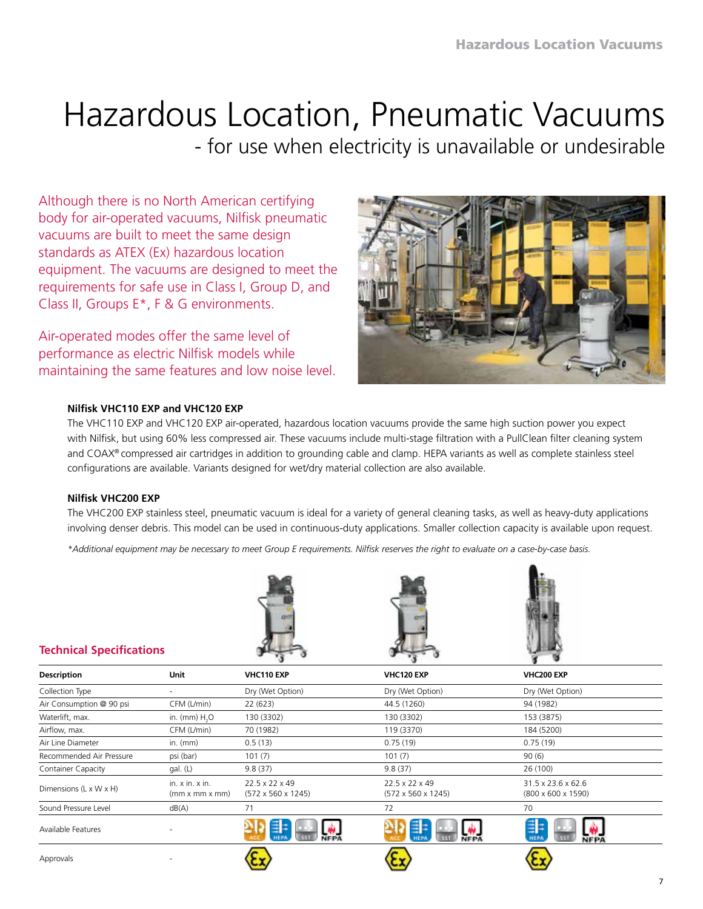# Hazardous Location, Pneumatic Vacuums

## - for use when electricity is unavailable or undesirable

Although there is no North American certifying body for air-operated vacuums, Nilfisk pneumatic vacuums are built to meet the same design standards as ATEX (Ex) hazardous location equipment. The vacuums are designed to meet the requirements for safe use in Class I, Group D, and Class II, Groups E*, F & G environments.

Air-operated modes offer the same level of performance as electric Nilfisk models while maintaining the same features and low noise level.

**Nilfisk VHC110 EXP and VHC120 EXP**

The VHC110 EXP and VHC120 EXP air-operated, hazardous location vacuums provide the same high suction power you expect with Nilfisk, but using 60% less compressed air. These vacuums include multi-stage filtration with a PullClean filter cleaning system and COAX® compressed air cartridges in addition to grounding cable and clamp. HEPA variants as well as complete stainless steel configurations are available. Variants designed for wet/dry material collection are also available.

**Nilfisk VHC200 EXP**

The VHC200 EXP stainless steel, pneumatic vacuum is ideal for a variety of general cleaning tasks, as well as heavy-duty applications involving denser debris. This model can be used in continuous-duty applications. Smaller collection capacity is available upon request.

*\*Additional equipment may be necessary to meet Group E requirements. Nilfisk reserves the right to evaluate on a case-by-case basis.*

### Technical Specifications

| Description | Unit | VHC110 EXP | VHC120 EXP | VHC200 EXP |
|---|---|---|---|---|
| Collection Type | - | Dry (Wet Option) | Dry (Wet Option) | Dry (Wet Option) |
| Air Consumption @ 90 psi | CFM (L/min) | 22 (623) | 44.5 (1260) | 94 (1982) |
| Waterlift, max. | in. (mm) $H_2O$ | 130 (3302) | 130 (3302) | 153 (3875) |
| Airflow, max. | CFM (L/min) | 70 (1982) | 119 (3370) | 184 (5200) |
| Air Line Diameter | in. (mm) | 0.5 (13) | 0.75 (19) | 0.75 (19) |
| Recommended Air Pressure | psi (bar) | 101 (7) | 101 (7) | 90 (6) |
| Container Capacity | gal. (L) | 9.8 (37) | 9.8 (37) | 26 (100) |
| Dimensions (L x W x H) | in. x in. x in. (mm x mm x mm) | 22.5 x 22 x 49 (572 x 560 x 1245) | 22.5 x 22 x 49 (572 x 560 x 1245) | 31.5 x 23.6 x 62.6 (800 x 600 x 1590) |
| Sound Pressure Level | dB(A) | 71 | 72 | 70 |
| Available Features | - | ACC, HEPA, SST, NFPA | ACC, HEPA, SST, NFPA | HEPA, SST, NFPA |
| Approvals | - | Ex | Ex | Ex |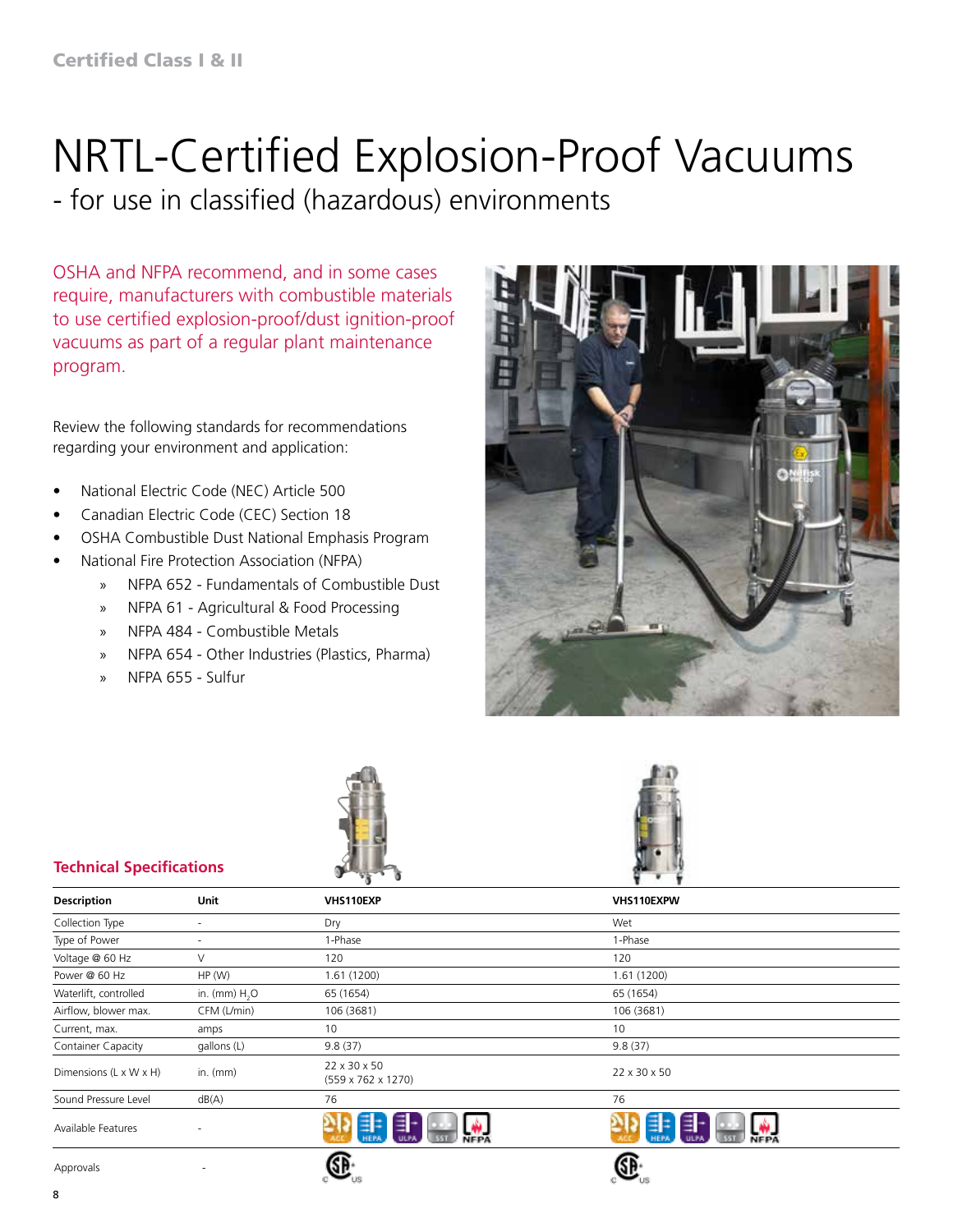Certified Class I & II

# NRTL-Certified Explosion-Proof Vacuums

## - for use in classified (hazardous) environments

OSHA and NFPA recommend, and in some cases require, manufacturers with combustible materials to use certified explosion-proof/dust ignition-proof vacuums as part of a regular plant maintenance program.

Review the following standards for recommendations regarding your environment and application:

- National Electric Code (NEC) Article 500
- Canadian Electric Code (CEC) Section 18
- OSHA Combustible Dust National Emphasis Program
- National Fire Protection Association (NFPA)
  - » NFPA 652 - Fundamentals of Combustible Dust
  - » NFPA 61 - Agricultural & Food Processing
  - » NFPA 484 - Combustible Metals
  - » NFPA 654 - Other Industries (Plastics, Pharma)
  - » NFPA 655 - Sulfur

### Technical Specifications

| Description | Unit | VHS110EXP | VHS110EXPW |
|---|---|---|---|
| Collection Type | - | Dry | Wet |
| Type of Power | - | 1-Phase | 1-Phase |
| Voltage @ 60 Hz | V | 120 | 120 |
| Power @ 60 Hz | HP (W) | 1.61 (1200) | 1.61 (1200) |
| Waterlift, controlled | in. (mm) $H_2O$ | 65 (1654) | 65 (1654) |
| Airflow, blower max. | CFM (L/min) | 106 (3681) | 106 (3681) |
| Current, max. | amps | 10 | 10 |
| Container Capacity | gallons (L) | 9.8 (37) | 9.8 (37) |
| Dimensions (L x W x H) | in. (mm) | 22 x 30 x 50 (559 x 762 x 1270) | 22 x 30 x 50 |
| Sound Pressure Level | dB(A) | 76 | 76 |
| Available Features | - | ACC, HEPA, ULPA, SST, NFPA | ACC, HEPA, ULPA, SST, NFPA |
| Approvals | - | CSA C US | CSA C US |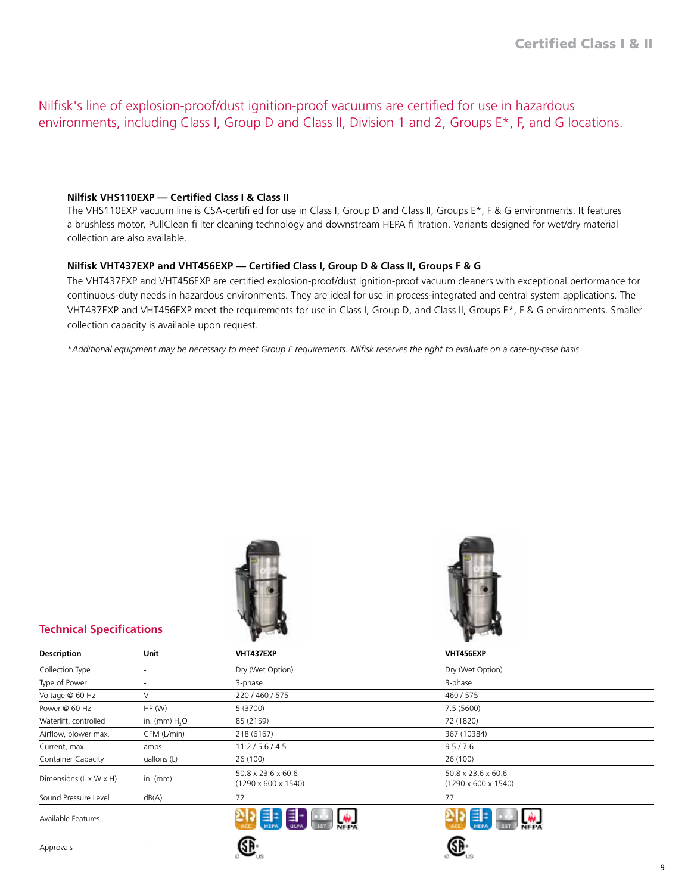Nilfisk's line of explosion-proof/dust ignition-proof vacuums are certified for use in hazardous environments, including Class I, Group D and Class II, Division 1 and 2, Groups E*, F, and G locations.

**Nilfisk VHS110EXP — Certified Class I & Class II**

The VHS110EXP vacuum line is CSA-certifi ed for use in Class I, Group D and Class II, Groups E*, F & G environments. It features a brushless motor, PullClean fi lter cleaning technology and downstream HEPA fi ltration. Variants designed for wet/dry material collection are also available.

**Nilfisk VHT437EXP and VHT456EXP — Certified Class I, Group D & Class II, Groups F & G**

The VHT437EXP and VHT456EXP are certified explosion-proof/dust ignition-proof vacuum cleaners with exceptional performance for continuous-duty needs in hazardous environments. They are ideal for use in process-integrated and central system applications. The VHT437EXP and VHT456EXP meet the requirements for use in Class I, Group D, and Class II, Groups E*, F & G environments. Smaller collection capacity is available upon request.

*\*Additional equipment may be necessary to meet Group E requirements. Nilfisk reserves the right to evaluate on a case-by-case basis.*

## Technical Specifications

| Description | Unit | VHT437EXP | VHT456EXP |
|---|---|---|---|
| Collection Type | - | Dry (Wet Option) | Dry (Wet Option) |
| Type of Power | - | 3-phase | 3-phase |
| Voltage @ 60 Hz | V | 220 / 460 / 575 | 460 / 575 |
| Power @ 60 Hz | HP (W) | 5 (3700) | 7.5 (5600) |
| Waterlift, controlled | in. (mm) $H_2O$ | 85 (2159) | 72 (1820) |
| Airflow, blower max. | CFM (L/min) | 218 (6167) | 367 (10384) |
| Current, max. | amps | 11.2 / 5.6 / 4.5 | 9.5 / 7.6 |
| Container Capacity | gallons (L) | 26 (100) | 26 (100) |
| Dimensions (L x W x H) | in. (mm) | 50.8 x 23.6 x 60.6 (1290 x 600 x 1540) | 50.8 x 23.6 x 60.6 (1290 x 600 x 1540) |
| Sound Pressure Level | dB(A) | 72 | 77 |
| Available Features | - | ACC, HEPA, ULPA, SST, NFPA | ACC, HEPA, SST, NFPA |
| Approvals | - | CSA c US | CSA c US |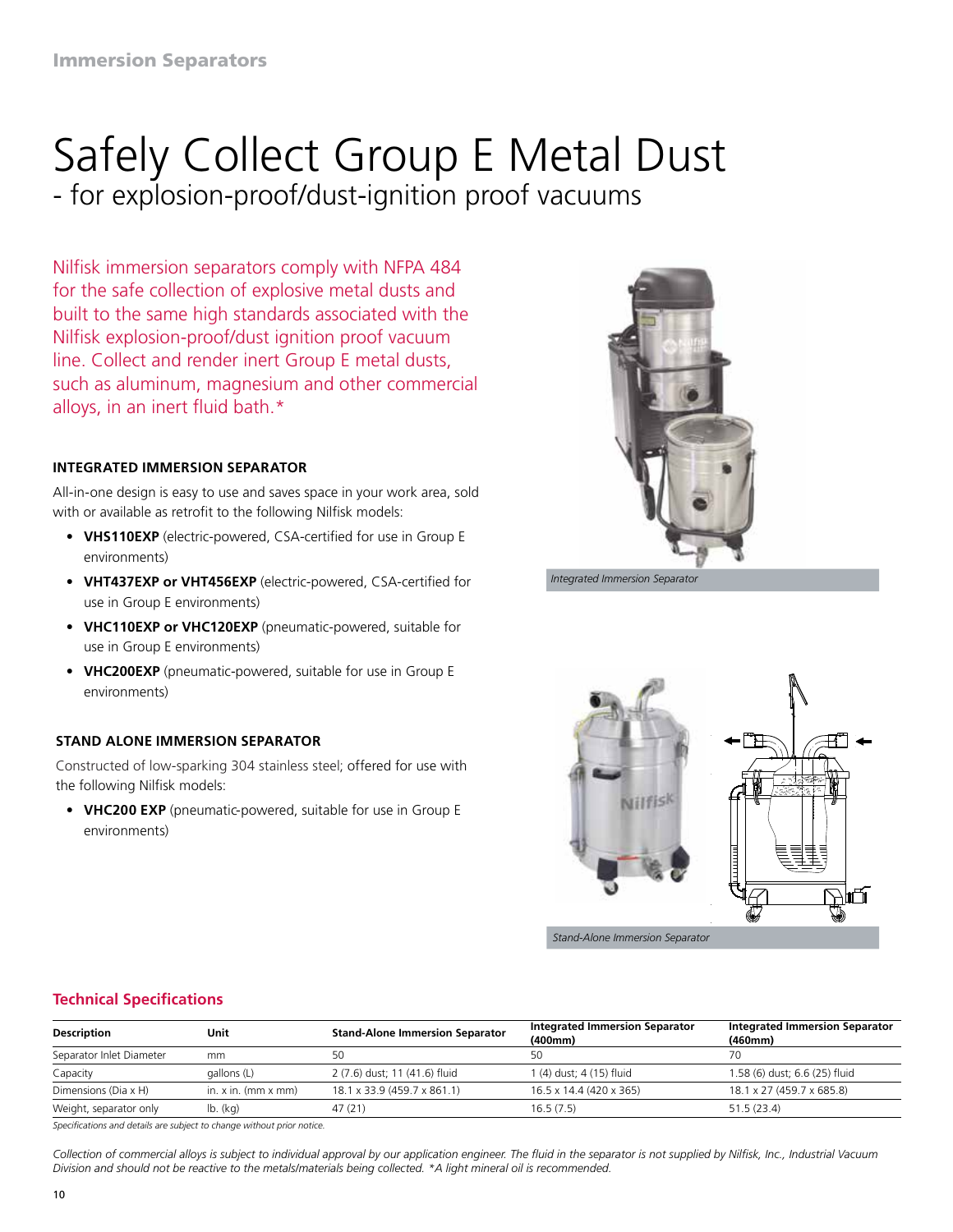# Safely Collect Group E Metal Dust

## - for explosion-proof/dust-ignition proof vacuums

Nilfisk immersion separators comply with NFPA 484 for the safe collection of explosive metal dusts and built to the same high standards associated with the Nilfisk explosion-proof/dust ignition proof vacuum line. Collect and render inert Group E metal dusts, such as aluminum, magnesium and other commercial alloys, in an inert fluid bath.*

### INTEGRATED IMMERSION SEPARATOR

All-in-one design is easy to use and saves space in your work area, sold with or available as retrofit to the following Nilfisk models:

- **VHS110EXP** (electric-powered, CSA-certified for use in Group E environments)
- **VHT437EXP or VHT456EXP** (electric-powered, CSA-certified for use in Group E environments)
- **VHC110EXP or VHC120EXP** (pneumatic-powered, suitable for use in Group E environments)
- **VHC200EXP** (pneumatic-powered, suitable for use in Group E environments)

*Integrated Immersion Separator*

### STAND ALONE IMMERSION SEPARATOR

Constructed of low-sparking 304 stainless steel; offered for use with the following Nilfisk models:

- **VHC200 EXP** (pneumatic-powered, suitable for use in Group E environments)

*Stand-Alone Immersion Separator*

## Technical Specifications

| Description | Unit | Stand-Alone Immersion Separator | Integrated Immersion Separator (400mm) | Integrated Immersion Separator (460mm) |
|---|---|---|---|---|
| Separator Inlet Diameter | mm | 50 | 50 | 70 |
| Capacity | gallons (L) | 2 (7.6) dust; 11 (41.6) fluid | 1 (4) dust; 4 (15) fluid | 1.58 (6) dust; 6.6 (25) fluid |
| Dimensions (Dia x H) | in. x in. (mm x mm) | 18.1 x 33.9 (459.7 x 861.1) | 16.5 x 14.4 (420 x 365) | 18.1 x 27 (459.7 x 685.8) |
| Weight, separator only | lb. (kg) | 47 (21) | 16.5 (7.5) | 51.5 (23.4) |

*Specifications and details are subject to change without prior notice.*

*Collection of commercial alloys is subject to individual approval by our application engineer. The fluid in the separator is not supplied by Nilfisk, Inc., Industrial Vacuum Division and should not be reactive to the metals/materials being collected. *A light mineral oil is recommended.*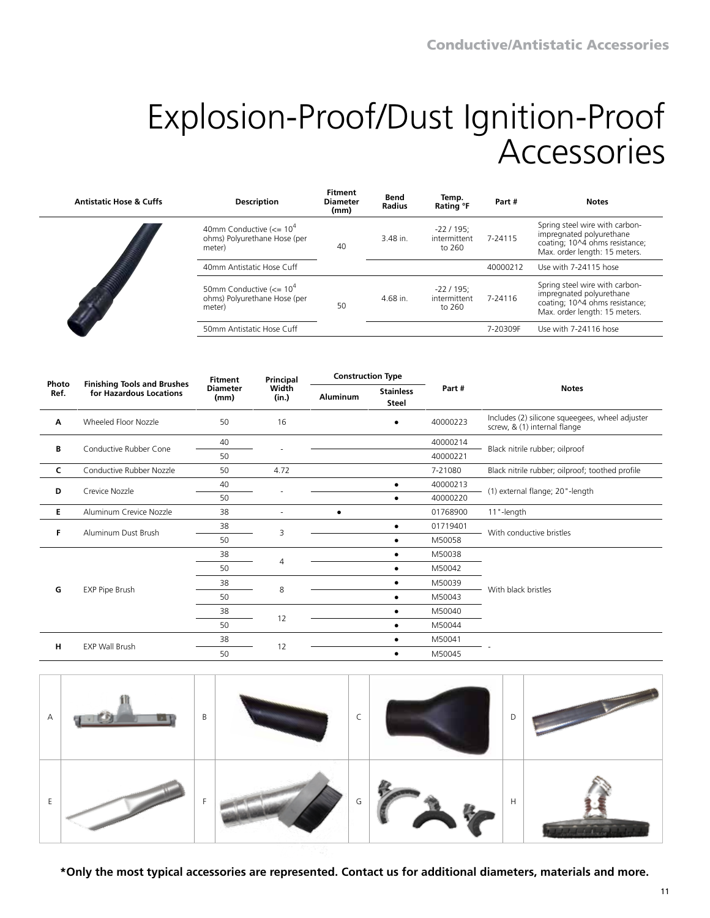# Explosion-Proof/Dust Ignition-Proof Accessories

| Antistatic Hose & Cuffs | Description | Fitment Diameter (mm) | Bend Radius | Temp. Rating °F | Part # | Notes |
|---|---|---|---|---|---|---|
| | 40mm Conductive (<= $10^4$ ohms) Polyurethane Hose (per meter) | 40 | 3.48 in. | -22 / 195; intermittent to 260 | 7-24115 | Spring steel wire with carbon-impregnated polyurethane coating; 10^4 ohms resistance; Max. order length: 15 meters. |
| | 40mm Antistatic Hose Cuff | | | | 40000212 | Use with 7-24115 hose |
| | 50mm Conductive (<= $10^4$ ohms) Polyurethane Hose (per meter) | 50 | 4.68 in. | -22 / 195; intermittent to 260 | 7-24116 | Spring steel wire with carbon-impregnated polyurethane coating; 10^4 ohms resistance; Max. order length: 15 meters. |
| | 50mm Antistatic Hose Cuff | | | | 7-20309F | Use with 7-24116 hose |

| Photo Ref. | Finishing Tools and Brushes for Hazardous Locations | Fitment Diameter (mm) | Principal Width (in.) | Construction Type | | Part # | Notes |
|---|---|---|---|---|---|---|---|
| | | | | Aluminum | Stainless Steel | | |
| A | Wheeled Floor Nozzle | 50 | 16 | | ● | 40000223 | Includes (2) silicone squeegees, wheel adjuster screw, & (1) internal flange |
| B | Conductive Rubber Cone | 40 | - | | | 40000214 | Black nitrile rubber; oilproof |
| | | 50 | | | | 40000221 | |
| C | Conductive Rubber Nozzle | 50 | 4.72 | | | 7-21080 | Black nitrile rubber; oilproof; toothed profile |
| D | Crevice Nozzle | 40 | - | | ● | 40000213 | (1) external flange; 20"-length |
| | | 50 | | | ● | 40000220 | |
| E | Aluminum Crevice Nozzle | 38 | - | ● | | 01768900 | 11"-length |
| F | Aluminum Dust Brush | 38 | 3 | | ● | 01719401 | With conductive bristles |
| | | 50 | | | ● | M50058 | |
| G | EXP Pipe Brush | 38 | 4 | | ● | M50038 | With black bristles |
| | | 50 | | | ● | M50042 | |
| | | 38 | 8 | | ● | M50039 | |
| | | 50 | | | ● | M50043 | |
| | | 38 | 12 | | ● | M50040 | |
| | | 50 | | | ● | M50044 | |
| H | EXP Wall Brush | 38 | 12 | | ● | M50041 | - |
| | | 50 | | | ● | M50045 | |

A B C D

E F G H

**\*Only the most typical accessories are represented. Contact us for additional diameters, materials and more.**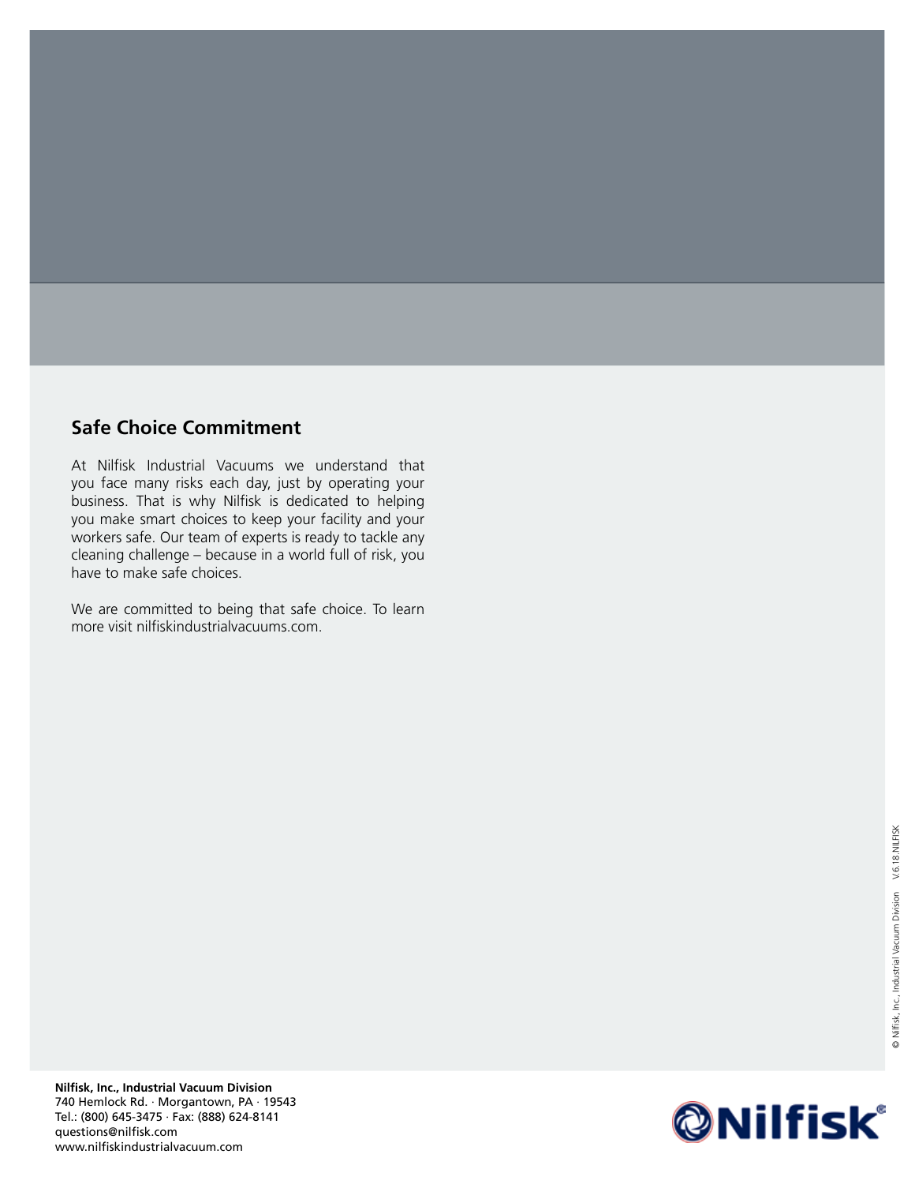## Safe Choice Commitment

At Nilfisk Industrial Vacuums we understand that you face many risks each day, just by operating your business. That is why Nilfisk is dedicated to helping you make smart choices to keep your facility and your workers safe. Our team of experts is ready to tackle any cleaning challenge – because in a world full of risk, you have to make safe choices.

We are committed to being that safe choice. To learn more visit nilfiskindustrialvacuums.com.

© Nilfisk, Inc., Industrial Vacuum Division V.6.18.NILFISK

**Nilfisk, Inc., Industrial Vacuum Division**
740 Hemlock Rd. · Morgantown, PA · 19543
Tel.: (800) 645-3475 · Fax: (888) 624-8141
questions@nilfisk.com
www.nilfiskindustrialvacuum.com

Nilfisk®